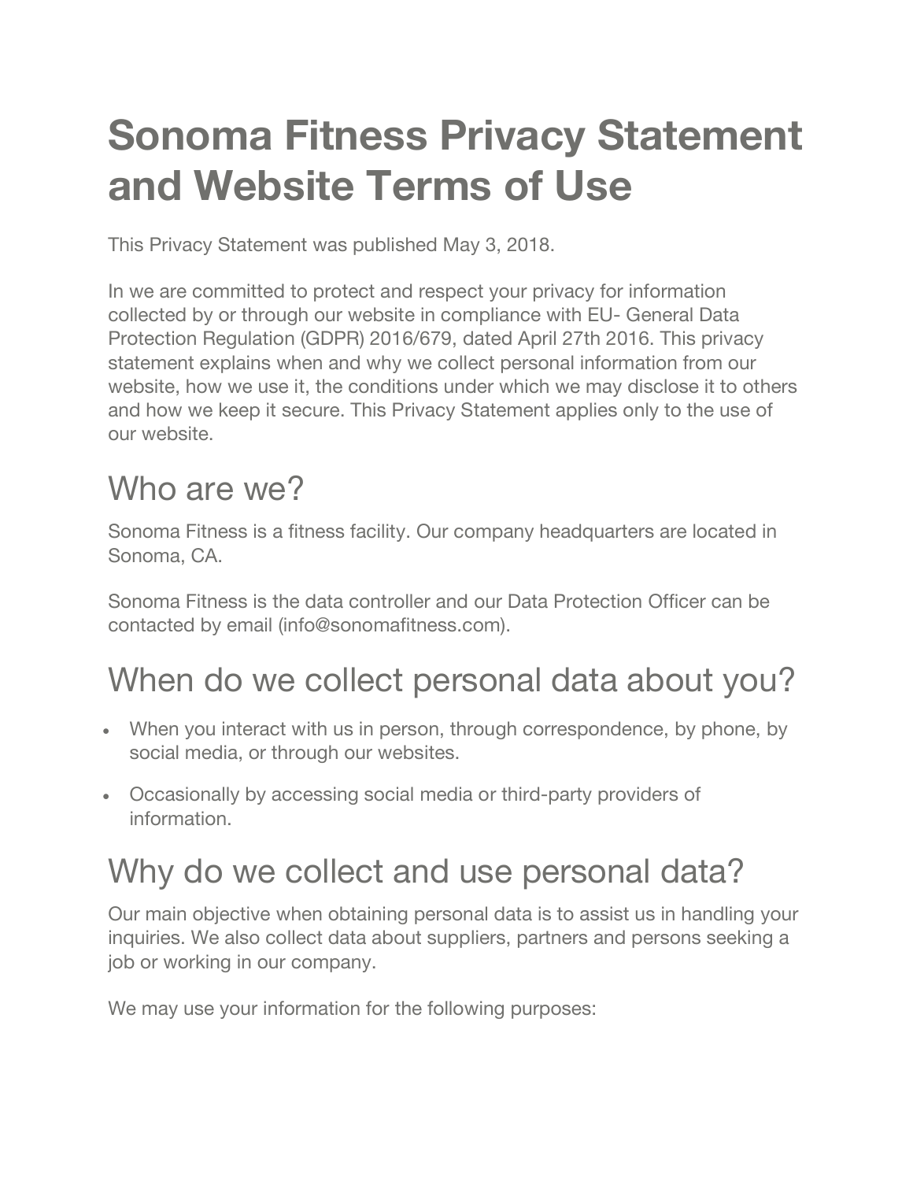# Sonoma Fitness Privacy Statement and Website Terms of Use

This Privacy Statement was published May 3, 2018.

In we are committed to protect and respect your privacy for information collected by or through our website in compliance with EU- General Data Protection Regulation (GDPR) 2016/679, dated April 27th 2016. This privacy statement explains when and why we collect personal information from our website, how we use it, the conditions under which we may disclose it to others and how we keep it secure. This Privacy Statement applies only to the use of our website.

## Who are we?

Sonoma Fitness is a fitness facility. Our company headquarters are located in Sonoma, CA.

Sonoma Fitness is the data controller and our Data Protection Officer can be contacted by email (info@sonomafitness.com).

## When do we collect personal data about you?

- When you interact with us in person, through correspondence, by phone, by social media, or through our websites.
- Occasionally by accessing social media or third-party providers of information.

## Why do we collect and use personal data?

Our main objective when obtaining personal data is to assist us in handling your inquiries. We also collect data about suppliers, partners and persons seeking a job or working in our company.

We may use your information for the following purposes: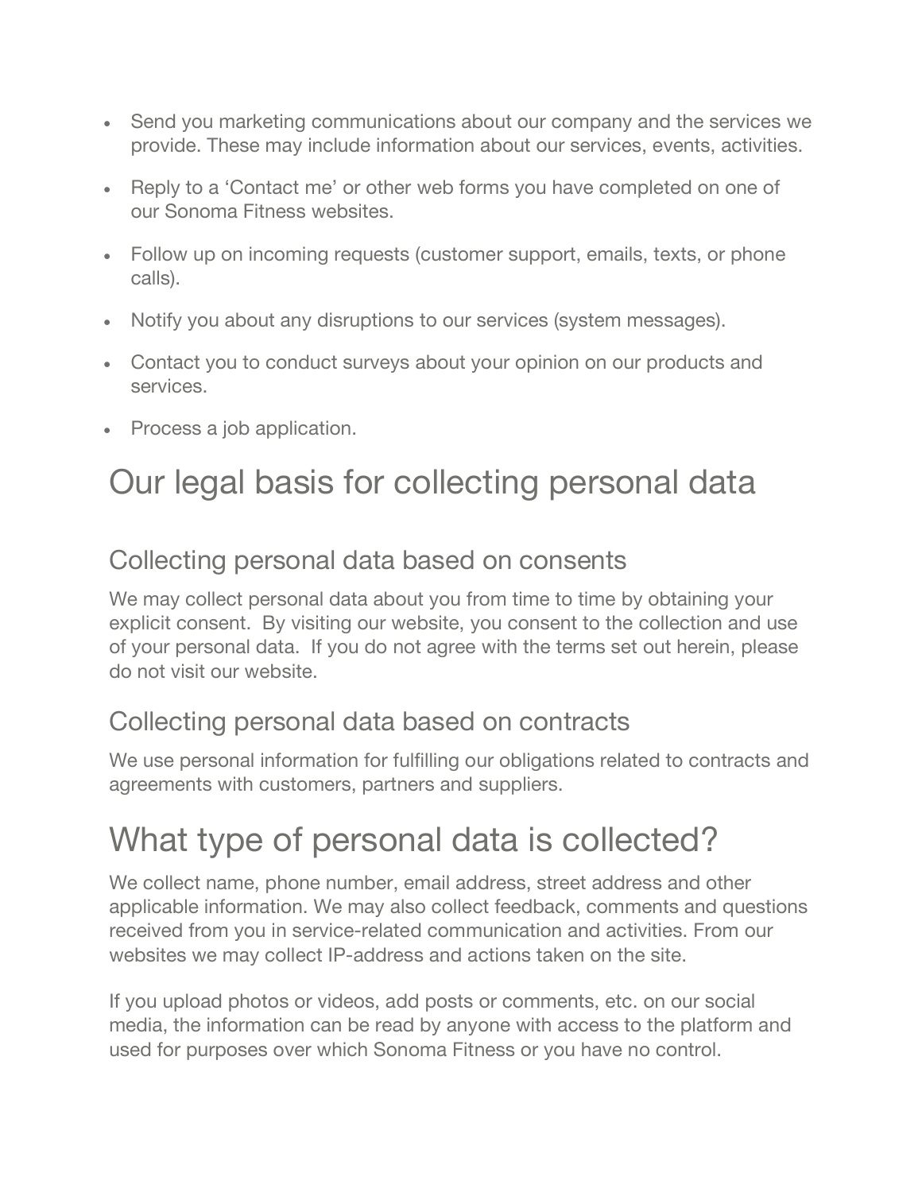- Send you marketing communications about our company and the services we provide. These may include information about our services, events, activities.
- Reply to a 'Contact me' or other web forms you have completed on one of our Sonoma Fitness websites.
- Follow up on incoming requests (customer support, emails, texts, or phone calls).
- Notify you about any disruptions to our services (system messages).
- Contact you to conduct surveys about your opinion on our products and services.
- Process a job application.

# Our legal basis for collecting personal data

## Collecting personal data based on consents

We may collect personal data about you from time to time by obtaining your explicit consent. By visiting our website, you consent to the collection and use of your personal data. If you do not agree with the terms set out herein, please do not visit our website.

## Collecting personal data based on contracts

We use personal information for fulfilling our obligations related to contracts and agreements with customers, partners and suppliers.

# What type of personal data is collected?

We collect name, phone number, email address, street address and other applicable information. We may also collect feedback, comments and questions received from you in service-related communication and activities. From our websites we may collect IP-address and actions taken on the site.

If you upload photos or videos, add posts or comments, etc. on our social media, the information can be read by anyone with access to the platform and used for purposes over which Sonoma Fitness or you have no control.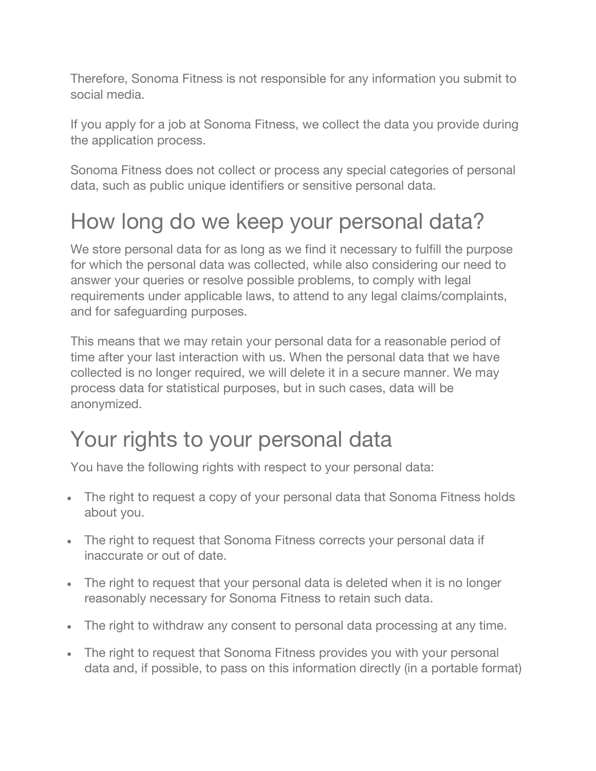Therefore, Sonoma Fitness is not responsible for any information you submit to social media.

If you apply for a job at Sonoma Fitness, we collect the data you provide during the application process.

Sonoma Fitness does not collect or process any special categories of personal data, such as public unique identifiers or sensitive personal data.

# How long do we keep your personal data?

We store personal data for as long as we find it necessary to fulfill the purpose for which the personal data was collected, while also considering our need to answer your queries or resolve possible problems, to comply with legal requirements under applicable laws, to attend to any legal claims/complaints, and for safeguarding purposes.

This means that we may retain your personal data for a reasonable period of time after your last interaction with us. When the personal data that we have collected is no longer required, we will delete it in a secure manner. We may process data for statistical purposes, but in such cases, data will be anonymized.

# Your rights to your personal data

You have the following rights with respect to your personal data:

- The right to request a copy of your personal data that Sonoma Fitness holds about you.
- The right to request that Sonoma Fitness corrects your personal data if inaccurate or out of date.
- The right to request that your personal data is deleted when it is no longer reasonably necessary for Sonoma Fitness to retain such data.
- The right to withdraw any consent to personal data processing at any time.
- The right to request that Sonoma Fitness provides you with your personal data and, if possible, to pass on this information directly (in a portable format)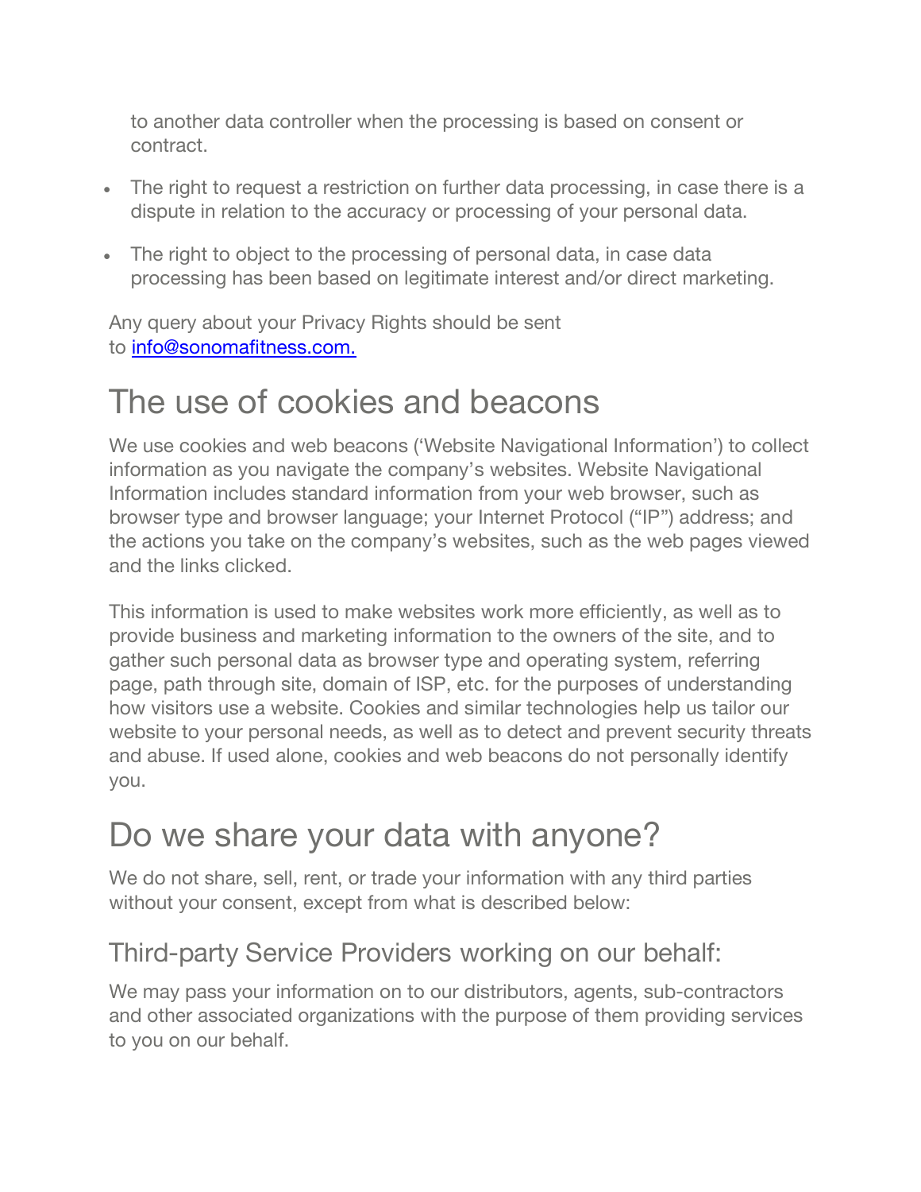to another data controller when the processing is based on consent or contract.

- The right to request a restriction on further data processing, in case there is a dispute in relation to the accuracy or processing of your personal data.
- The right to object to the processing of personal data, in case data processing has been based on legitimate interest and/or direct marketing.

Any query about your Privacy Rights should be sent to [info@sonomafitness.com.](mailto:info@sonomafitness.com)

# The use of cookies and beacons

We use cookies and web beacons ('Website Navigational Information') to collect information as you navigate the company's websites. Website Navigational Information includes standard information from your web browser, such as browser type and browser language; your Internet Protocol ("IP") address; and the actions you take on the company's websites, such as the web pages viewed and the links clicked.

This information is used to make websites work more efficiently, as well as to provide business and marketing information to the owners of the site, and to gather such personal data as browser type and operating system, referring page, path through site, domain of ISP, etc. for the purposes of understanding how visitors use a website. Cookies and similar technologies help us tailor our website to your personal needs, as well as to detect and prevent security threats and abuse. If used alone, cookies and web beacons do not personally identify you.

# Do we share your data with anyone?

We do not share, sell, rent, or trade your information with any third parties without your consent, except from what is described below:

## Third-party Service Providers working on our behalf:

We may pass your information on to our distributors, agents, sub-contractors and other associated organizations with the purpose of them providing services to you on our behalf.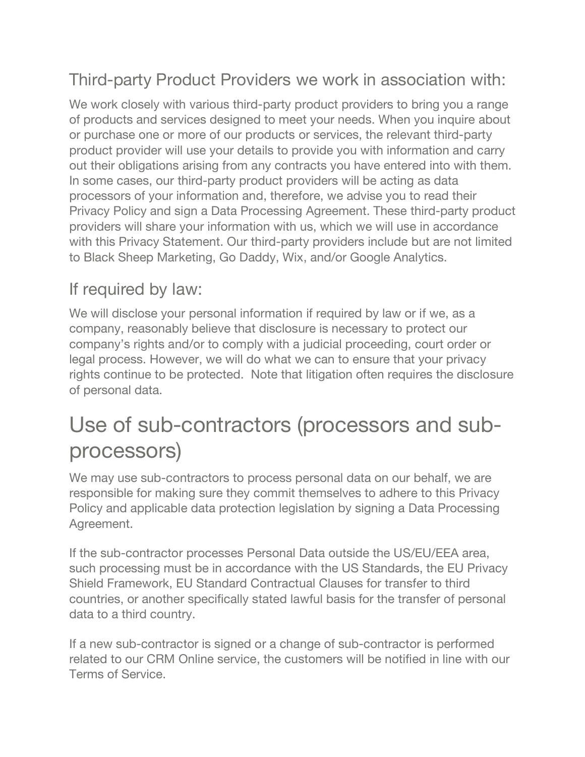### Third-party Product Providers we work in association with:

We work closely with various third-party product providers to bring you a range of products and services designed to meet your needs. When you inquire about or purchase one or more of our products or services, the relevant third-party product provider will use your details to provide you with information and carry out their obligations arising from any contracts you have entered into with them. In some cases, our third-party product providers will be acting as data processors of your information and, therefore, we advise you to read their Privacy Policy and sign a Data Processing Agreement. These third-party product providers will share your information with us, which we will use in accordance with this Privacy Statement. Our third-party providers include but are not limited to Black Sheep Marketing, Go Daddy, Wix, and/or Google Analytics.

### If required by law:

We will disclose your personal information if required by law or if we, as a company, reasonably believe that disclosure is necessary to protect our company's rights and/or to comply with a judicial proceeding, court order or legal process. However, we will do what we can to ensure that your privacy rights continue to be protected.  Note that litigation often requires the disclosure of personal data.

## Use of sub-contractors (processors and sub-processors)

We may use sub-contractors to process personal data on our behalf, we are responsible for making sure they commit themselves to adhere to this Privacy Policy and applicable data protection legislation by signing a Data Processing Agreement.

If the sub-contractor processes Personal Data outside the US/EU/EEA area, such processing must be in accordance with the US Standards, the EU Privacy Shield Framework, EU Standard Contractual Clauses for transfer to third countries, or another specifically stated lawful basis for the transfer of personal data to a third country.

If a new sub-contractor is signed or a change of sub-contractor is performed related to our CRM Online service, the customers will be notified in line with our Terms of Service.